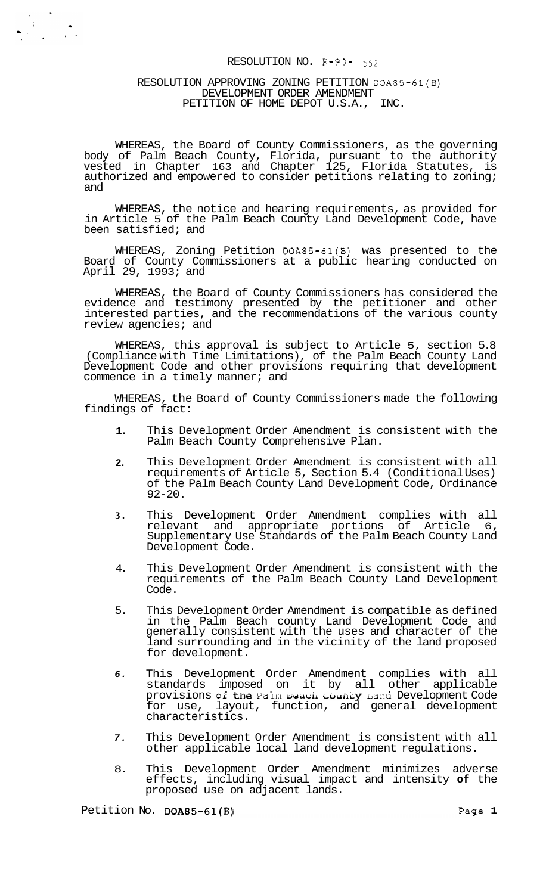RESOLUTION NO. R-93- 552

RESOLUTION APPROVING ZONING PETITION DOA85-61(B)
DEVELOPMENT ORDER AMENDMENT
PETITION OF HOME DEPOT U.S.A., INC.

WHEREAS, the Board of County Commissioners, as the governing body of Palm Beach County, Florida, pursuant to the authority vested in Chapter 163 and Chapter 125, Florida Statutes, is authorized and empowered to consider petitions relating to zoning; and

WHEREAS, the notice and hearing requirements, as provided for in Article 5 of the Palm Beach County Land Development Code, have been satisfied; and

WHEREAS, Zoning Petition DOA85-61(B) was presented to the Board of County Commissioners at a public hearing conducted on April 29, 1993; and

WHEREAS, the Board of County Commissioners has considered the evidence and testimony presented by the petitioner and other interested parties, and the recommendations of the various county review agencies; and

WHEREAS, this approval is subject to Article 5, section 5.8 (Compliance with Time Limitations), of the Palm Beach County Land Development Code and other provisions requiring that development commence in a timely manner; and

WHEREAS, the Board of County Commissioners made the following findings of fact:

1. This Development Order Amendment is consistent with the Palm Beach County Comprehensive Plan.

2. This Development Order Amendment is consistent with all requirements of Article 5, Section 5.4 (Conditional Uses) of the Palm Beach County Land Development Code, Ordinance 92-20.

3. This Development Order Amendment complies with all relevant and appropriate portions of Article 6, Supplementary Use Standards of the Palm Beach County Land Development Code.

4. This Development Order Amendment is consistent with the requirements of the Palm Beach County Land Development Code.

5. This Development Order Amendment is compatible as defined in the Palm Beach county Land Development Code and generally consistent with the uses and character of the land surrounding and in the vicinity of the land proposed for development.

6. This Development Order Amendment complies with all standards imposed on it by all other applicable provisions of the Palm Beach County Land Development Code for use, layout, function, and general development characteristics.

7. This Development Order Amendment is consistent with all other applicable local land development regulations.

8. This Development Order Amendment minimizes adverse effects, including visual impact and intensity of the proposed use on adjacent lands.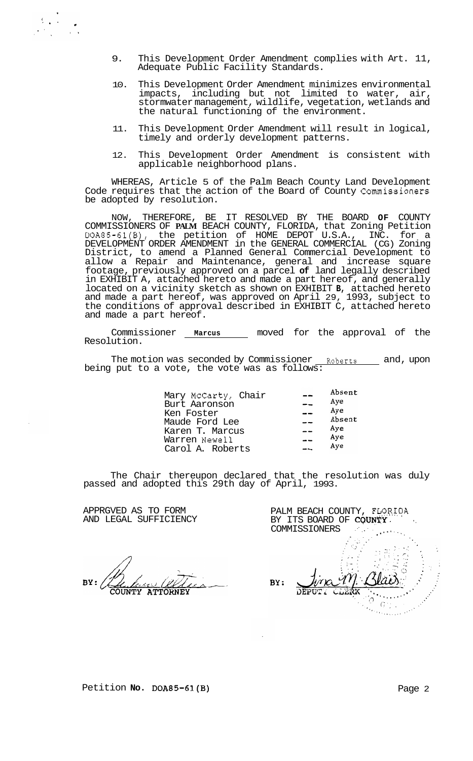9. This Development Order Amendment complies with Art. 11, Adequate Public Facility Standards.

10. This Development Order Amendment minimizes environmental impacts, including but not limited to water, air, stormwater management, wildlife, vegetation, wetlands and the natural functioning of the environment.

11. This Development Order Amendment will result in logical, timely and orderly development patterns.

12. This Development Order Amendment is consistent with applicable neighborhood plans.

WHEREAS, Article 5 of the Palm Beach County Land Development Code requires that the action of the Board of County Commissioners be adopted by resolution.

NOW, THEREFORE, BE IT RESOLVED BY THE BOARD OF COUNTY COMMISSIONERS OF PALM BEACH COUNTY, FLORIDA, that Zoning Petition DOA85-61(B), the petition of HOME DEPOT U.S.A., INC. for a DEVELOPMENT ORDER AMENDMENT in the GENERAL COMMERCIAL (CG) Zoning District, to amend a Planned General Commercial Development to allow a Repair and Maintenance, general and increase square footage, previously approved on a parcel of land legally described in EXHIBIT A, attached hereto and made a part hereof, and generally located on a vicinity sketch as shown on EXHIBIT B, attached hereto and made a part hereof, was approved on April 29, 1993, subject to the conditions of approval described in EXHIBIT C, attached hereto and made a part hereof.

Commissioner Marcus moved for the approval of the Resolution.

The motion was seconded by Commissioner Roberts and, upon being put to a vote, the vote was as follows:

| | | |
|---|---|---|
| Mary McCarty, Chair | -- | Absent |
| Burt Aaronson | -- | Aye |
| Ken Foster | -- | Aye |
| Maude Ford Lee | -- | Absent |
| Karen T. Marcus | -- | Aye |
| Warren Newell | -- | Aye |
| Carol A. Roberts | -- | Aye |

The Chair thereupon declared that the resolution was duly passed and adopted this 29th day of April, 1993.

APPROVED AS TO FORM AND LEGAL SUFFICIENCY

BY: COUNTY ATTORNEY

PALM BEACH COUNTY, FLORIDA BY ITS BOARD OF COUNTY COMMISSIONERS

BY: DEPUTY CLERK

Petition No. DOA85-61(B)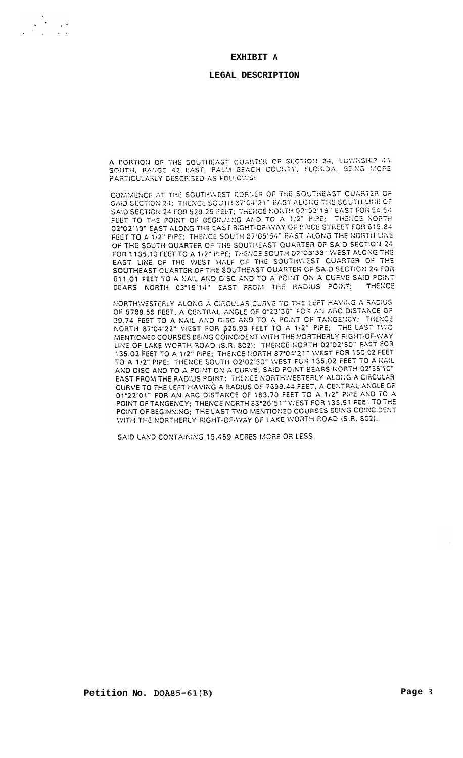# EXHIBIT A

## LEGAL DESCRIPTION

A PORTION OF THE SOUTHEAST QUARTER OF SECTION 24, TOWNSHIP 44 SOUTH, RANGE 42 EAST, PALM BEACH COUNTY, FLORIDA, BEING MORE PARTICULARLY DESCRIBED AS FOLLOWS:

COMMENCE AT THE SOUTHWEST CORNER OF THE SOUTHEAST QUARTER OF SAID SECTION 24; THENCE SOUTH 87°04'21" EAST ALONG THE SOUTH LINE OF SAID SECTION 24 FOR 529.25 FEET; THENCE NORTH 02°02'19" EAST FOR 54.54 FEET TO THE POINT OF BEGINNING AND TO A 1/2" PIPE; THENCE NORTH 02°02'19" EAST ALONG THE EAST RIGHT-OF-WAY OF PRICE STREET FOR 615.84 FEET TO A 1/2" PIPE; THENCE SOUTH 87°05'54" EAST ALONG THE NORTH LINE OF THE SOUTH QUARTER OF THE SOUTHEAST QUARTER OF SAID SECTION 24 FOR 1135.13 FEET TO A 1/2" PIPE; THENCE SOUTH 02°03'33" WEST ALONG THE EAST LINE OF THE WEST HALF OF THE SOUTHWEST QUARTER OF THE SOUTHEAST QUARTER OF THE SOUTHEAST QUARTER OF SAID SECTION 24 FOR 611.01 FEET TO A NAIL AND DISC AND TO A POINT ON A CURVE SAID POINT BEARS NORTH 03°19'14" EAST FROM THE RADIUS POINT; THENCE

NORTHWESTERLY ALONG A CIRCULAR CURVE TO THE LEFT HAVING A RADIUS OF 5789.58 FEET, A CENTRAL ANGLE OF 0°23'36" FOR AN ARC DISTANCE OF 39.74 FEET TO A NAIL AND DISC AND TO A POINT OF TANGENCY; THENCE NORTH 87°04'22" WEST FOR 625.93 FEET TO A 1/2" PIPE; THE LAST TWO MENTIONED COURSES BEING COINCIDENT WITH THE NORTHERLY RIGHT-OF-WAY LINE OF LAKE WORTH ROAD (S.R. 802); THENCE NORTH 02°02'50" EAST FOR 135.02 FEET TO A 1/2" PIPE; THENCE NORTH 87°04'21" WEST FOR 150.02 FEET TO A 1/2" PIPE; THENCE SOUTH 02°02'50" WEST FOR 135.02 FEET TO A NAIL AND DISC AND TO A POINT ON A CURVE, SAID POINT BEARS NORTH 02°55'10" EAST FROM THE RADIUS POINT; THENCE NORTHWESTERLY ALONG A CIRCULAR CURVE TO THE LEFT HAVING A RADIUS OF 7699.44 FEET, A CENTRAL ANGLE OF 01°22'01" FOR AN ARC DISTANCE OF 183.70 FEET TO A 1/2" PIPE AND TO A POINT OF TANGENCY; THENCE NORTH 88°26'51" WEST FOR 135.51 FEET TO THE POINT OF BEGINNING; THE LAST TWO MENTIONED COURSES BEING COINCIDENT WITH THE NORTHERLY RIGHT-OF-WAY OF LAKE WORTH ROAD (S.R. 802).

SAID LAND CONTAINING 15.459 ACRES MORE OR LESS.

Petition No. DOA85-61(B)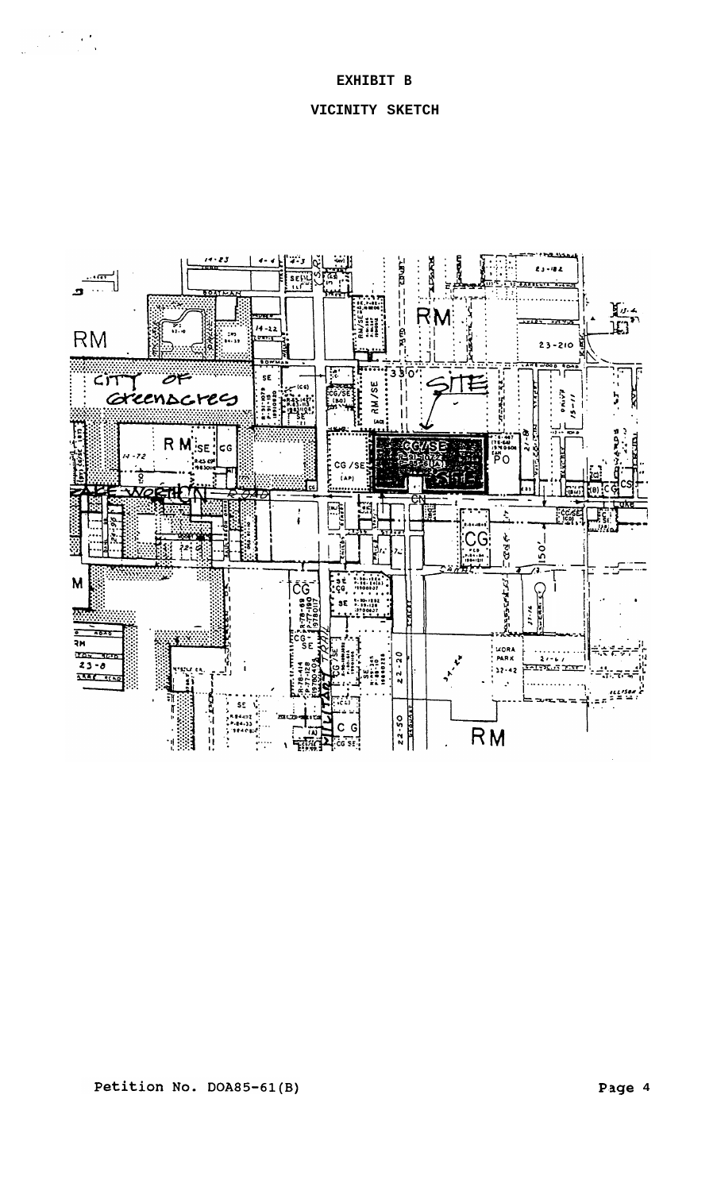**EXHIBIT B**

**VICINITY SKETCH**

Petition No. DOA85-61(B)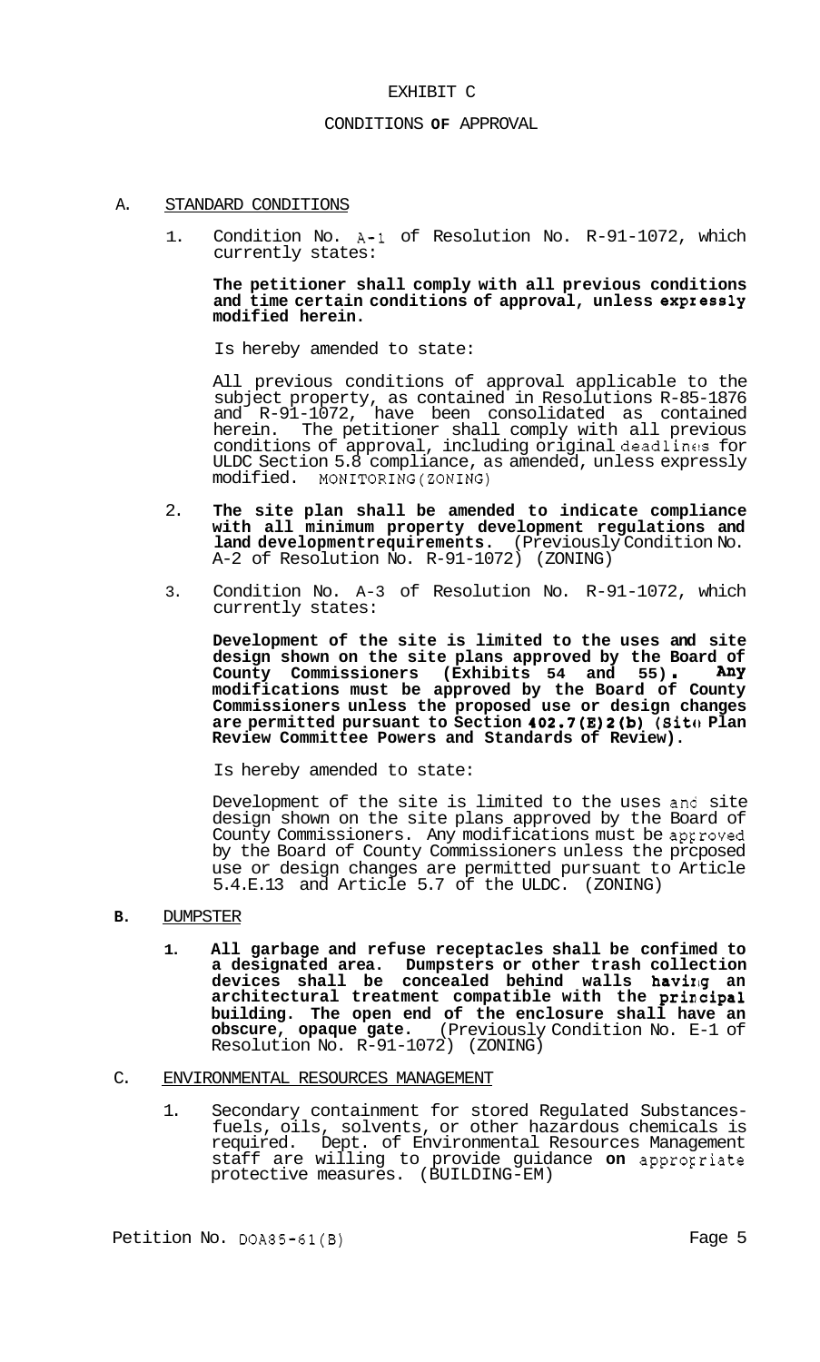EXHIBIT C

CONDITIONS OF APPROVAL

A. STANDARD CONDITIONS

1. Condition No. A-1 of Resolution No. R-91-1072, which currently states:

   **The petitioner shall comply with all previous conditions and time certain conditions of approval, unless expressly modified herein.**

   Is hereby amended to state:

   All previous conditions of approval applicable to the subject property, as contained in Resolutions R-85-1876 and R-91-1072, have been consolidated as contained herein. The petitioner shall comply with all previous conditions of approval, including original deadlines for ULDC Section 5.8 compliance, as amended, unless expressly modified. MONITORING(ZONING)

2. **The site plan shall be amended to indicate compliance with all minimum property development regulations and land developmentrequirements.** (Previously Condition No. A-2 of Resolution No. R-91-1072) (ZONING)

3. Condition No. A-3 of Resolution No. R-91-1072, which currently states:

   **Development of the site is limited to the uses and site design shown on the site plans approved by the Board of County Commissioners (Exhibits 54 and 55). Any modifications must be approved by the Board of County Commissioners unless the proposed use or design changes are permitted pursuant to Section 402.7(E)2(b) (Site Plan Review Committee Powers and Standards of Review).**

   Is hereby amended to state:

   Development of the site is limited to the uses and site design shown on the site plans approved by the Board of County Commissioners. Any modifications must be approved by the Board of County Commissioners unless the proposed use or design changes are permitted pursuant to Article 5.4.E.13 and Article 5.7 of the ULDC. (ZONING)

B. DUMPSTER

1. **All garbage and refuse receptacles shall be confimed to a designated area. Dumpsters or other trash collection devices shall be concealed behind walls having an architectural treatment compatible with the principal building. The open end of the enclosure shall have an obscure, opaque gate.** (Previously Condition No. E-1 of Resolution No. R-91-1072) (ZONING)

C. ENVIRONMENTAL RESOURCES MANAGEMENT

1. Secondary containment for stored Regulated Substances-fuels, oils, solvents, or other hazardous chemicals is required. Dept. of Environmental Resources Management staff are willing to provide guidance on appropriate protective measures. (BUILDING-EM)

Petition No. DOA85-61(B)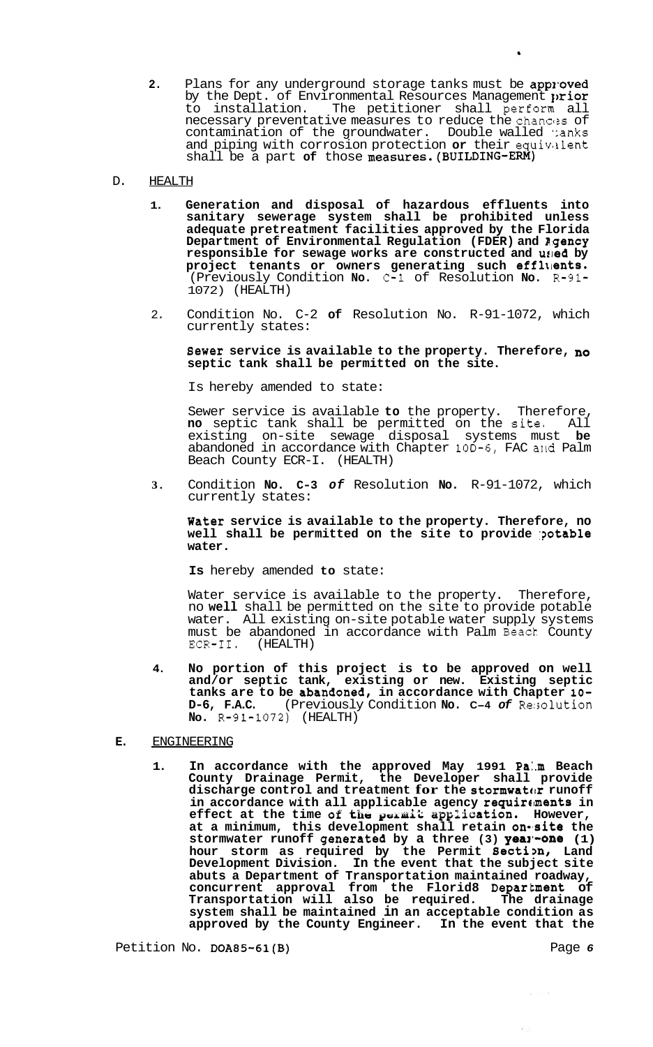2. Plans for any underground storage tanks must be approved by the Dept. of Environmental Resources Management prior to installation. The petitioner shall perform all necessary preventative measures to reduce the chances of contamination of the groundwater. Double walled tanks and piping with corrosion protection or their equivalent shall be a part of those measures. (BUILDING-ERM)

D. HEALTH

1. **Generation and disposal of hazardous effluents into sanitary sewerage system shall be prohibited unless adequate pretreatment facilities approved by the Florida Department of Environmental Regulation (FDER) and Agency responsible for sewage works are constructed and used by project tenants or owners generating such effluents.** (Previously Condition No. C-1 of Resolution No. R-91-1072) (HEALTH)

2. Condition No. C-2 of Resolution No. R-91-1072, which currently states:

   **Sewer service is available to the property. Therefore, no septic tank shall be permitted on the site.**

   Is hereby amended to state:

   Sewer service is available to the property. Therefore, no septic tank shall be permitted on the site. All existing on-site sewage disposal systems must be abandoned in accordance with Chapter 10D-6, FAC and Palm Beach County ECR-I. (HEALTH)

3. Condition No. C-3 of Resolution No. R-91-1072, which currently states:

   **Water service is available to the property. Therefore, no well shall be permitted on the site to provide potable water.**

   Is hereby amended to state:

   Water service is available to the property. Therefore, no well shall be permitted on the site to provide potable water. All existing on-site potable water supply systems must be abandoned in accordance with Palm Beach County ECR-II. (HEALTH)

4. **No portion of this project is to be approved on well and/or septic tank, existing or new. Existing septic tanks are to be abandoned, in accordance with Chapter 10-D-6, F.A.C.** (Previously Condition No. C-4 of Resolution No. R-91-1072) (HEALTH)

E. ENGINEERING

1. **In accordance with the approved May 1991 Palm Beach County Drainage Permit, the Developer shall provide discharge control and treatment for the stormwater runoff in accordance with all applicable agency requirements in effect at the time of the permit application. However, at a minimum, this development shall retain on-site the stormwater runoff generated by a three (3) year-one (1) hour storm as required by the Permit Section, Land Development Division. In the event that the subject site abuts a Department of Transportation maintained roadway, concurrent approval from the Florida Department of Transportation will also be required. The drainage system shall be maintained in an acceptable condition as approved by the County Engineer. In the event that the**

Petition No. DOA85-61(B)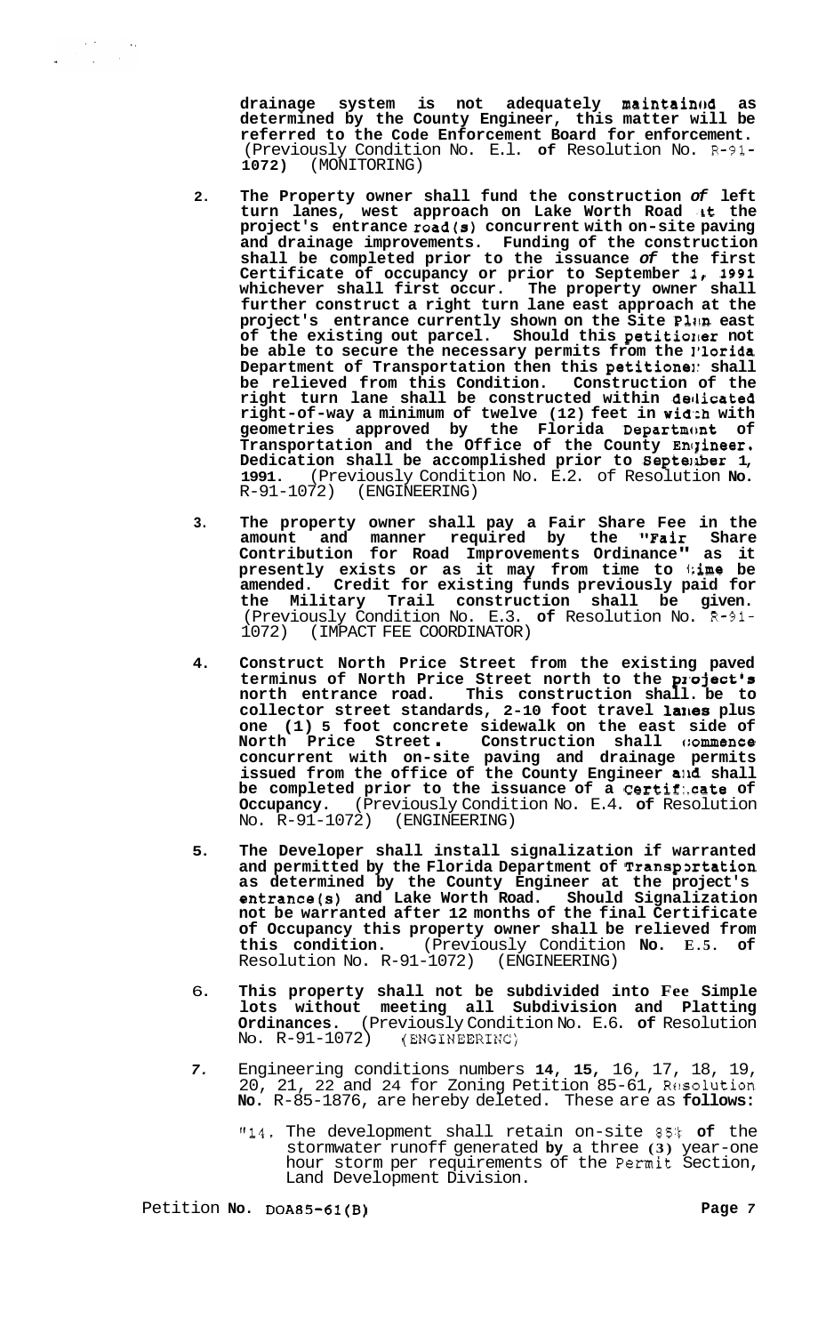**drainage system is not adequately maintained as determined by the County Engineer, this matter will be referred to the Code Enforcement Board for enforcement.** (Previously Condition No. E.1. **of** Resolution No. R-91-**1072)** (MONITORING)

2. **The Property owner shall fund the construction *of* left turn lanes, west approach on Lake Worth Road at the project's entrance road(s) concurrent with on-site paving and drainage improvements. Funding of the construction shall be completed prior to the issuance *of* the first Certificate of occupancy or prior to September 1, 1991 whichever shall first occur. The property owner shall further construct a right turn lane east approach at the project's entrance currently shown on the Site Plan east of the existing out parcel. Should this petitioner not be able to secure the necessary permits from the Florida Department of Transportation then this petitioner shall be relieved from this Condition. Construction of the right turn lane shall be constructed within dedicated right-of-way a minimum of twelve (12) feet in width with geometries approved by the Florida Department of Transportation and the Office of the County Engineer. Dedication shall be accomplished prior to September 1, 1991.** (Previously Condition No. E.2. of Resolution **No.** R-91-1072) (ENGINEERING)

3. **The property owner shall pay a Fair Share Fee in the amount and manner required by the "Fair Share Contribution for Road Improvements Ordinance" as it presently exists or as it may from time to time be amended. Credit for existing funds previously paid for the Military Trail construction shall be given.** (Previously Condition No. E.3. **of** Resolution No. R-91-1072) (IMPACT FEE COORDINATOR)

4. **Construct North Price Street from the existing paved terminus of North Price Street north to the project's north entrance road. This construction shall be to collector street standards, 2-10 foot travel lanes plus one (1) 5 foot concrete sidewalk on the east side of North Price Street. Construction shall commence concurrent with on-site paving and drainage permits issued from the office of the County Engineer and shall be completed prior to the issuance of a Certificate of Occupancy.** (Previously Condition No. E.4. **of** Resolution No. R-91-1072) (ENGINEERING)

5. **The Developer shall install signalization if warranted and permitted by the Florida Department of Transportation as determined by the County Engineer at the project's entrance(s) and Lake Worth Road. Should Signalization not be warranted after 12 months of the final Certificate of Occupancy this property owner shall be relieved from this condition.** (Previously Condition **No. E.5. of** Resolution No. R-91-1072) (ENGINEERING)

6. **This property shall not be subdivided into Fee Simple lots without meeting all Subdivision and Platting Ordinances.** (Previously Condition No. E.6. **of** Resolution No. R-91-1072) (ENGINEERING)

*7.* Engineering conditions numbers **14, 15,** 16, 17, 18, 19, 20, 21, 22 and 24 for Zoning Petition 85-61, Resolution **No.** R-85-1876, are hereby deleted. These are as **follows:**

   "14. The development shall retain on-site 85% **of** the stormwater runoff generated **by** a three **(3)** year-one hour storm per requirements of the Permit Section, Land Development Division.

Petition **No.** DOA85-61(B)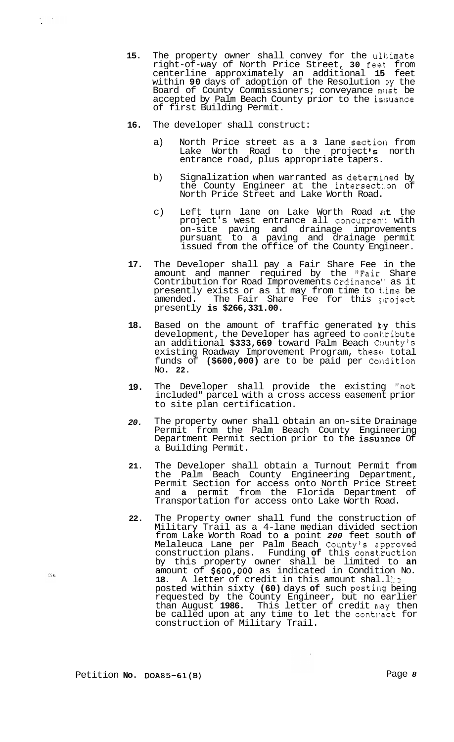**15.** The property owner shall convey for the ultimate right-of-way of North Price Street, **30** feet from centerline approximately an additional **15** feet within **90** days of adoption of the Resolution by the Board of County Commissioners; conveyance must be accepted by Palm Beach County prior to the issuance of first Building Permit.

**16.** The developer shall construct:

a) North Price street as a **3** lane section from Lake Worth Road to the project's north entrance road, plus appropriate tapers.

b) Signalization when warranted as determined by the County Engineer at the intersection of North Price Street and Lake Worth Road.

c) Left turn lane on Lake Worth Road at the project's west entrance all concurrent with on-site paving and drainage improvements pursuant to a paving and drainage permit issued from the office of the County Engineer.

**17.** The Developer shall pay a Fair Share Fee in the amount and manner required by the "Fair Share Contribution for Road Improvements Ordinance" as it presently exists or as it may from time to time be amended. The Fair Share Fee for this project presently **is $266,331.00.**

**18.** Based on the amount of traffic generated by this development, the Developer has agreed to contribute an additional **$333,669** toward Palm Beach County's existing Roadway Improvement Program, these total funds of **($600,000)** are to be paid per Condition No. **22**.

**19.** The Developer shall provide the existing "not included" parcel with a cross access easement prior to site plan certification.

***20.*** The property owner shall obtain an on-site Drainage Permit from the Palm Beach County Engineering Department Permit section prior to the **issuance** Of a Building Permit.

**21.** The Developer shall obtain a Turnout Permit from the Palm Beach County Engineering Department, Permit Section for access onto North Price Street and **a** permit from the Florida Department of Transportation for access onto Lake Worth Road.

**22.** The Property owner shall fund the construction of Military Trail as a 4-lane median divided section from Lake Worth Road to **a** point ***200*** feet south **of** Melaleuca Lane per Palm Beach County's approved construction plans. Funding **of** this construction by this property owner shall be limited to **an** amount of **$600,000** as indicated in Condition No. **18**. A letter of credit in this amount shall be posted within sixty **(60)** days **of** such posting being requested by the County Engineer, but no earlier than August **1986.** This letter of credit may then be called upon at any time to let the contract for construction of Military Trail.

Petition **No. DOA85-61(B)**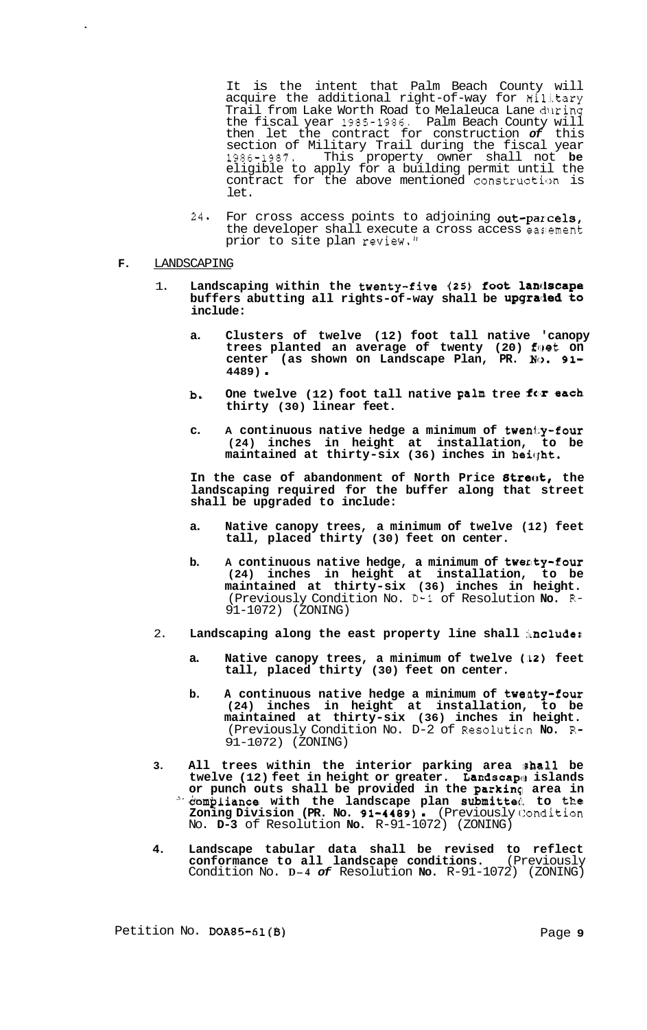It is the intent that Palm Beach County will acquire the additional right-of-way for Military Trail from Lake Worth Road to Melaleuca Lane during the fiscal year 1985-1986. Palm Beach County will then let the contract for construction *of* this section of Military Trail during the fiscal year 1986-1987. This property owner shall not **be** eligible to apply for a building permit until the contract for the above mentioned construction is let.

24. For cross access points to adjoining **out-parcels,** the developer shall execute a cross access easement prior to site plan review."

**F.** LANDSCAPING

1. **Landscaping within the twenty-five (25) foot landscape buffers abutting all rights-of-way shall be upgraded to include:**

   a. **Clusters of twelve (12) foot tall native 'canopy trees planted an average of twenty (20) feet on center (as shown on Landscape Plan, PR. No. 91-4489).**

   b. **One twelve (12) foot tall native palm tree for each thirty (30) linear feet.**

   c. **A continuous native hedge a minimum of twenty-four (24) inches in height at installation, to be maintained at thirty-six (36) inches in height.**

   **In the case of abandonment of North Price Street, the landscaping required for the buffer along that street shall be upgraded to include:**

   a. **Native canopy trees, a minimum of twelve (12) feet tall, placed thirty (30) feet on center.**

   b. **A continuous native hedge, a minimum of twenty-four (24) inches in height at installation, to be maintained at thirty-six (36) inches in height.** (Previously Condition No. D-1 of Resolution **No.** R-91-1072) (ZONING)

2. **Landscaping along the east property line shall include:**

   a. **Native canopy trees, a minimum of twelve (12) feet tall, placed thirty (30) feet on center.**

   b. **A continuous native hedge a minimum of twenty-four (24) inches in height at installation, to be maintained at thirty-six (36) inches in height.** (Previously Condition No. D-2 of Resolution **No.** R-91-1072) (ZONING)

3. **All trees within the interior parking area shall be twelve (12) feet in height or greater. Landscape islands or punch outs shall be provided in the parking area in compliance with the landscape plan submitted to the Zoning Division (PR. No. 91-4489).** (Previously Condition No. **D-3** of Resolution **No.** R-91-1072) (ZONING)

4. **Landscape tabular data shall be revised to reflect conformance to all landscape conditions.** (Previously Condition No. **D-4** *of* Resolution **No.** R-91-1072) (ZONING)

Petition No. DOA85-61(B)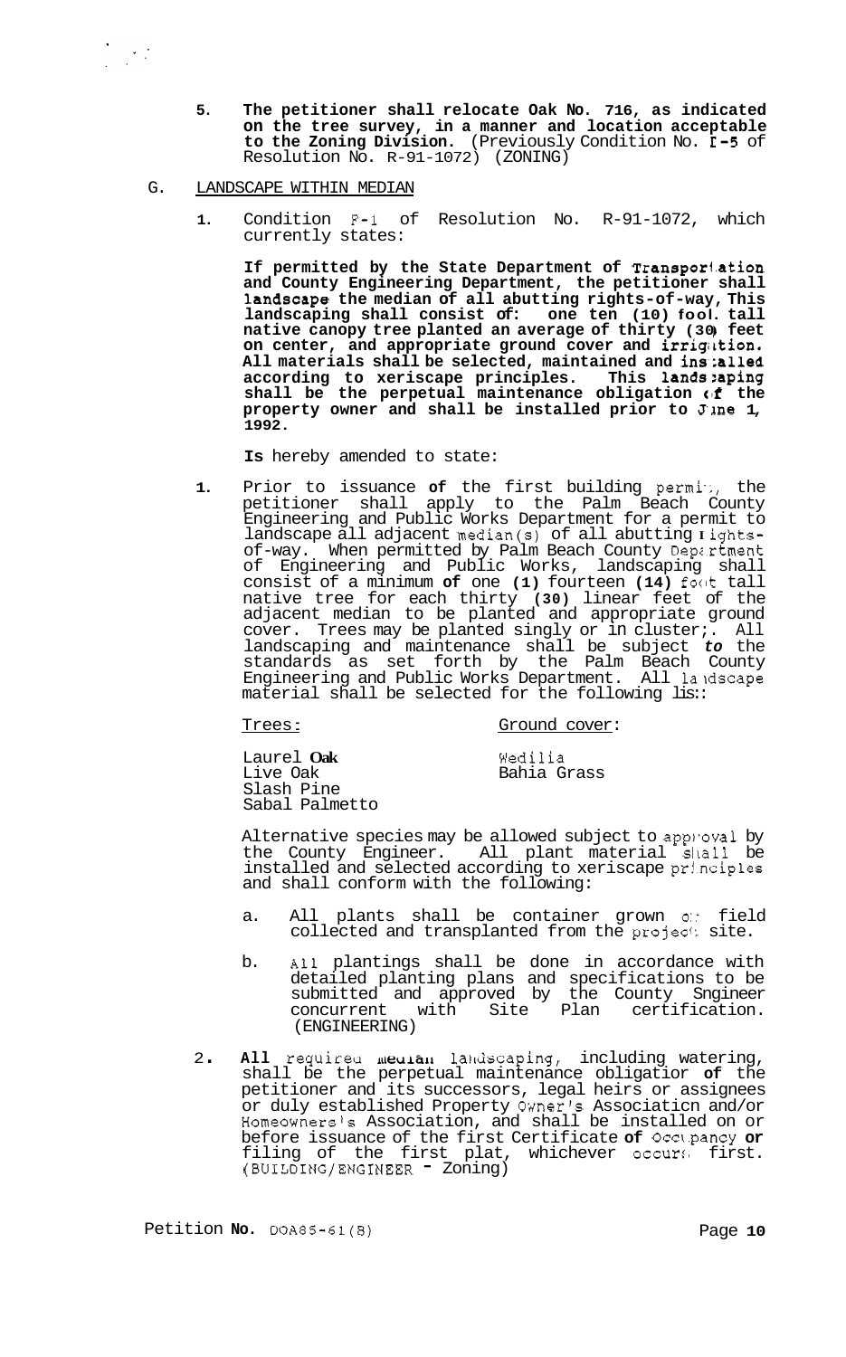5. **The petitioner shall relocate Oak No. 716, as indicated on the tree survey, in a manner and location acceptable to the Zoning Division.** (Previously Condition No. I-5 of Resolution No. R-91-1072) (ZONING)

G. LANDSCAPE WITHIN MEDIAN

1. Condition F-1 of Resolution No. R-91-1072, which currently states:

   **If permitted by the State Department of Transportation and County Engineering Department, the petitioner shall landscape the median of all abutting rights-of-way, This landscaping shall consist of: one ten (10) foot tall native canopy tree planted an average of thirty (30) feet on center, and appropriate ground cover and irrigation. All materials shall be selected, maintained and installed according to xeriscape principles. This landscaping shall be the perpetual maintenance obligation of the property owner and shall be installed prior to June 1, 1992.**

   **Is** hereby amended to state:

1. Prior to issuance **of** the first building permit, the petitioner shall apply to the Palm Beach County Engineering and Public Works Department for a permit to landscape all adjacent median(s) of all abutting rights-of-way. When permitted by Palm Beach County Department of Engineering and Public Works, landscaping shall consist of a minimum **of** one **(1)** fourteen **(14)** foot tall native tree for each thirty **(30)** linear feet of the adjacent median to be planted and appropriate ground cover. Trees may be planted singly or in clusters. All landscaping and maintenance shall be subject *to* the standards as set forth by the Palm Beach County Engineering and Public Works Department. All landscape material shall be selected for the following list:

   | Trees: | Ground cover: |
   |---|---|
   | Laurel **Oak** | Wedilia |
   | Live Oak | Bahia Grass |
   | Slash Pine | |
   | Sabal Palmetto | |

   Alternative species may be allowed subject to approval by the County Engineer. All plant material shall be installed and selected according to xeriscape principles and shall conform with the following:

   a. All plants shall be container grown or field collected and transplanted from the project site.

   b. All plantings shall be done in accordance with detailed planting plans and specifications to be submitted and approved by the County Engineer concurrent with Site Plan certification. (ENGINEERING)

2. **All** required median landscaping, including watering, shall be the perpetual maintenance obligation **of** the petitioner and its successors, legal heirs or assignees or duly established Property Owner's Association and/or Homeowners's Association, and shall be installed on or before issuance of the first Certificate **of** Occupancy **or** filing of the first plat, whichever occurs first. (BUILDING/ENGINEER - Zoning)

Petition **No.** DOA85-61(B)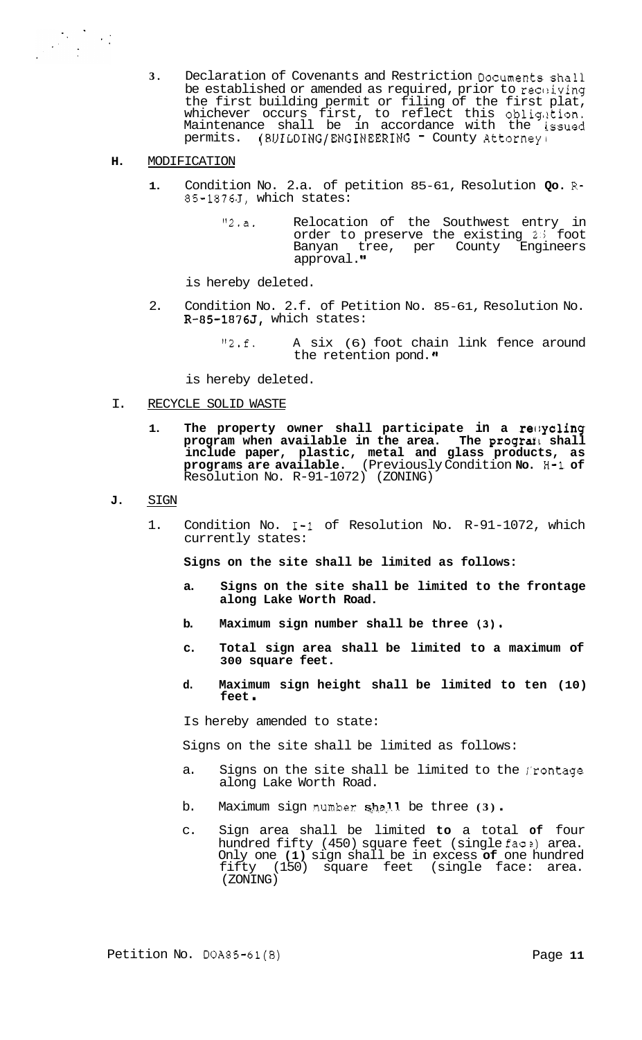3. Declaration of Covenants and Restriction Documents shall be established or amended as required, prior to receiving the first building permit or filing of the first plat, whichever occurs first, to reflect this obligation. Maintenance shall be in accordance with the issued permits. (BUILDING/ENGINEERING - County Attorney)

**H.** MODIFICATION

1. Condition No. 2.a. of petition 85-61, Resolution **No**. R-85-1876J, which states:

   "2.a. Relocation of the Southwest entry in order to preserve the existing 23 foot Banyan tree, per County Engineers approval."

   is hereby deleted.

2. Condition No. 2.f. of Petition No. 85-61, Resolution No. R-85-1876J, which states:

   "2.f. A six (6) foot chain link fence around the retention pond."

   is hereby deleted.

I. RECYCLE SOLID WASTE

1. **The property owner shall participate in a recycling program when available in the area. The program shall include paper, plastic, metal and glass products, as programs are available.** (Previously Condition **No.** H-1 **of** Resolution No. R-91-1072) (ZONING)

**J.** SIGN

1. Condition No. I-1 of Resolution No. R-91-1072, which currently states:

   **Signs on the site shall be limited as follows:**

   a. **Signs on the site shall be limited to the frontage along Lake Worth Road.**

   b. **Maximum sign number shall be three (3).**

   c. **Total sign area shall be limited to a maximum of 300 square feet.**

   d. **Maximum sign height shall be limited to ten (10) feet.**

   Is hereby amended to state:

   Signs on the site shall be limited as follows:

   a. Signs on the site shall be limited to the frontage along Lake Worth Road.

   b. Maximum sign number shall be three (3).

   c. Sign area shall be limited **to** a total **of** four hundred fifty (450) square feet (single face) area. Only one (1) sign shall be in excess **of** one hundred fifty (150) square feet (single face: area. (ZONING)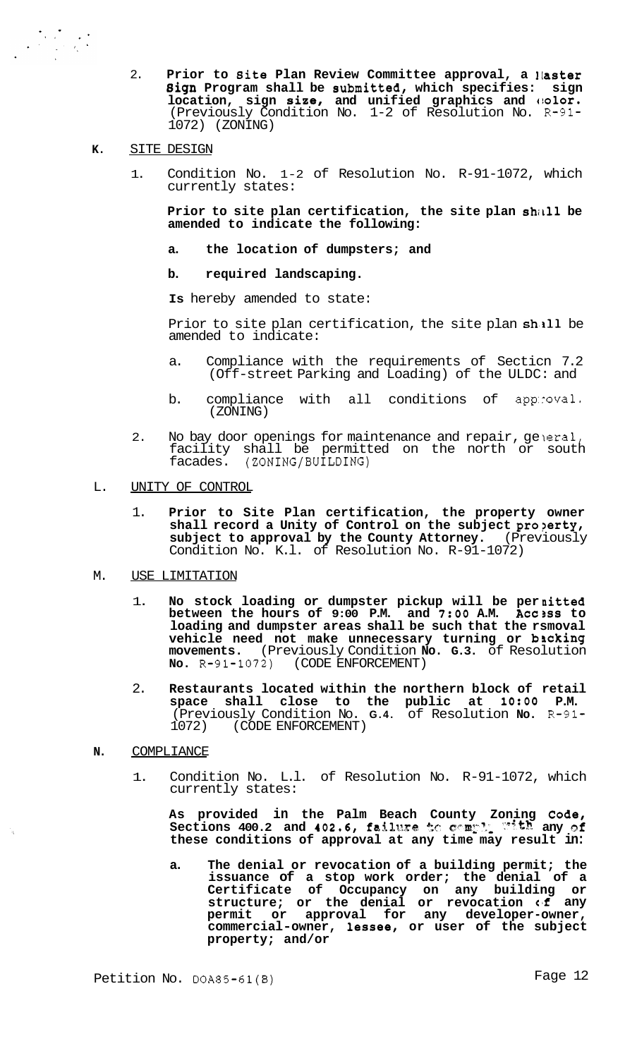2. **Prior to Site Plan Review Committee approval, a Master Sign Program shall be submitted, which specifies: sign location, sign size, and unified graphics and color.** (Previously Condition No. 1-2 of Resolution No. R-91-1072) (ZONING)

**K.** SITE DESIGN

1. Condition No. 1-2 of Resolution No. R-91-1072, which currently states:

   **Prior to site plan certification, the site plan shall be amended to indicate the following:**

   **a. the location of dumpsters; and**

   **b. required landscaping.**

   **Is** hereby amended to state:

   Prior to site plan certification, the site plan shall be amended to indicate:

   a. Compliance with the requirements of Section 7.2 (Off-street Parking and Loading) of the ULDC: and

   b. compliance with all conditions of approval. (ZONING)

2. No bay door openings for maintenance and repair, general, facility shall be permitted on the north or south facades. (ZONING/BUILDING)

L. UNITY OF CONTROL

1. **Prior to Site Plan certification, the property owner shall record a Unity of Control on the subject property, subject to approval by the County Attorney.** (Previously Condition No. K.l. of Resolution No. R-91-1072)

M. USE LIMITATION

1. **No stock loading or dumpster pickup will be permitted between the hours of 9:00 P.M. and 7:00 A.M. Access to loading and dumpster areas shall be such that the removal vehicle need not make unnecessary turning or backing movements.** (Previously Condition **No. G.3.** of Resolution **No.** R-91-1072) (CODE ENFORCEMENT)

2. **Restaurants located within the northern block of retail space shall close to the public at 10:00 P.M.** (Previously Condition No. **G.4.** of Resolution **No.** R-91-1072) (CODE ENFORCEMENT)

**N.** COMPLIANCE

1. Condition No. L.l. of Resolution No. R-91-1072, which currently states:

   **As provided in the Palm Beach County Zoning Code, Sections 400.2 and 402.6, failure to comply with any of these conditions of approval at any time may result in:**

   **a. The denial or revocation of a building permit; the issuance of a stop work order; the denial of a Certificate of Occupancy on any building or structure; or the denial or revocation of any permit or approval for any developer-owner, commercial-owner, lessee, or user of the subject property; and/or**

Petition No. DOA85-61(B)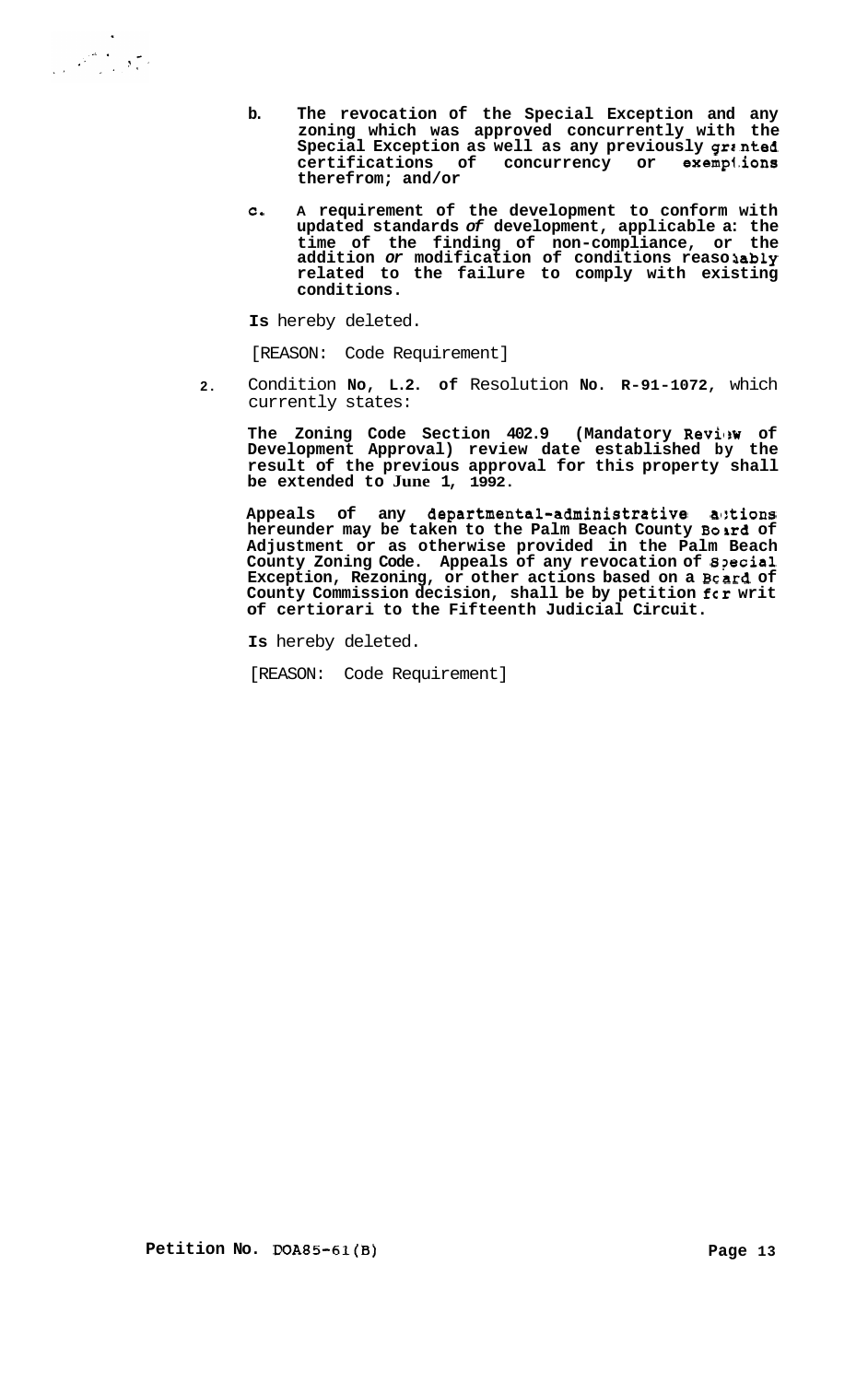b. **The revocation of the Special Exception and any zoning which was approved concurrently with the Special Exception as well as any previously granted certifications of concurrency or exemptions therefrom; and/or**

c. **A requirement of the development to conform with updated standards *of* development, applicable at the time of the finding of non-compliance, or the addition *or* modification of conditions reasonably related to the failure to comply with existing conditions.**

**Is** hereby deleted.

[REASON: Code Requirement]

2. Condition **No, L.2. of** Resolution **No. R-91-1072**, which currently states:

**The Zoning Code Section 402.9 (Mandatory Review of Development Approval) review date established by the result of the previous approval for this property shall be extended to June 1, 1992.**

**Appeals of any departmental-administrative actions hereunder may be taken to the Palm Beach County Board of Adjustment or as otherwise provided in the Palm Beach County Zoning Code. Appeals of any revocation of Special Exception, Rezoning, or other actions based on a Board of County Commission decision, shall be by petition for writ of certiorari to the Fifteenth Judicial Circuit.**

**Is** hereby deleted.

[REASON: Code Requirement]

**Petition No.** DOA85-61(B)